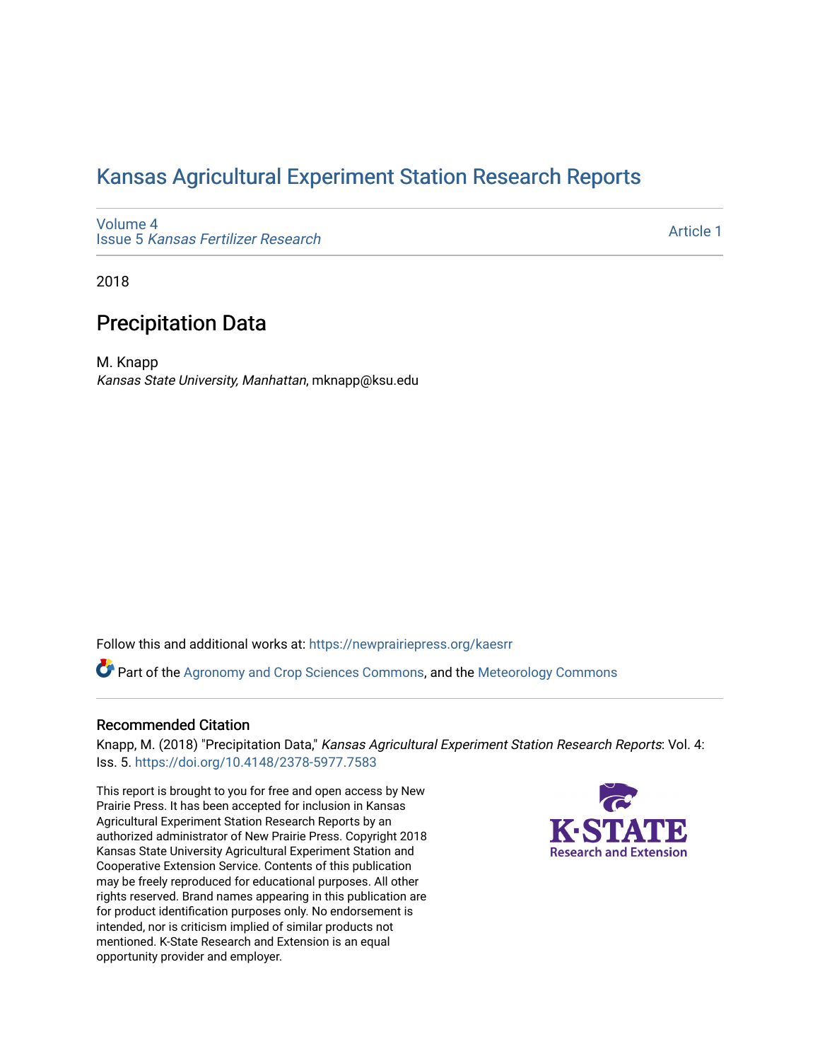# Kansas Agricultural Experiment Station Research Reports

Volume 4
Issue 5 *Kansas Fertilizer Research*

Article 1

2018

## Precipitation Data

M. Knapp
*Kansas State University, Manhattan*, mknapp@ksu.edu

Follow this and additional works at: https://newprairiepress.org/kaesrr

Part of the Agronomy and Crop Sciences Commons, and the Meteorology Commons

### Recommended Citation

Knapp, M. (2018) "Precipitation Data," *Kansas Agricultural Experiment Station Research Reports*: Vol. 4: Iss. 5. https://doi.org/10.4148/2378-5977.7583

This report is brought to you for free and open access by New Prairie Press. It has been accepted for inclusion in Kansas Agricultural Experiment Station Research Reports by an authorized administrator of New Prairie Press. Copyright 2018 Kansas State University Agricultural Experiment Station and Cooperative Extension Service. Contents of this publication may be freely reproduced for educational purposes. All other rights reserved. Brand names appearing in this publication are for product identification purposes only. No endorsement is intended, nor is criticism implied of similar products not mentioned. K-State Research and Extension is an equal opportunity provider and employer.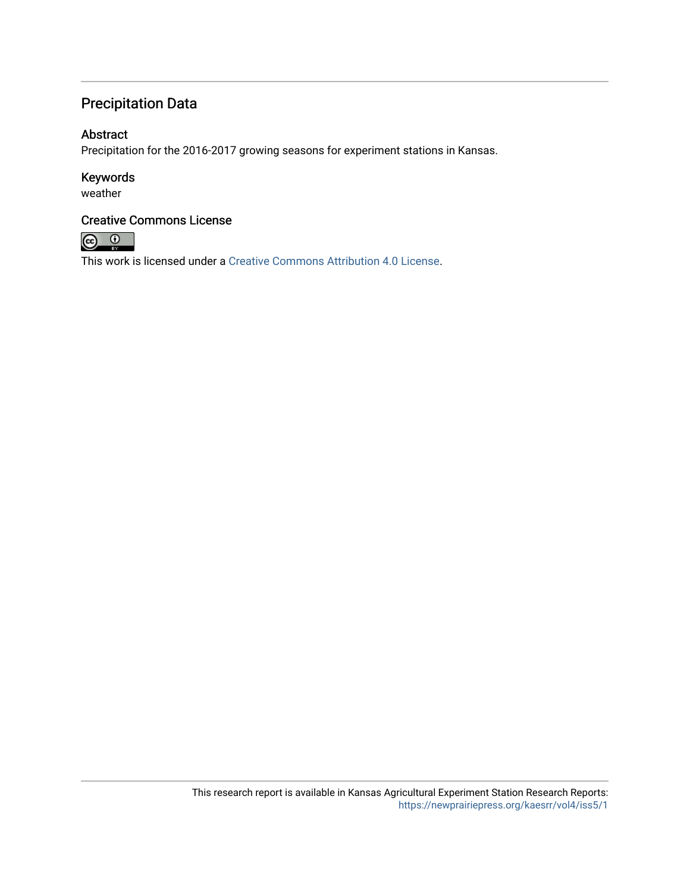## Precipitation Data

### Abstract

Precipitation for the 2016-2017 growing seasons for experiment stations in Kansas.

### Keywords

weather

### Creative Commons License

This work is licensed under a Creative Commons Attribution 4.0 License.

This research report is available in Kansas Agricultural Experiment Station Research Reports: https://newprairiepress.org/kaesrr/vol4/iss5/1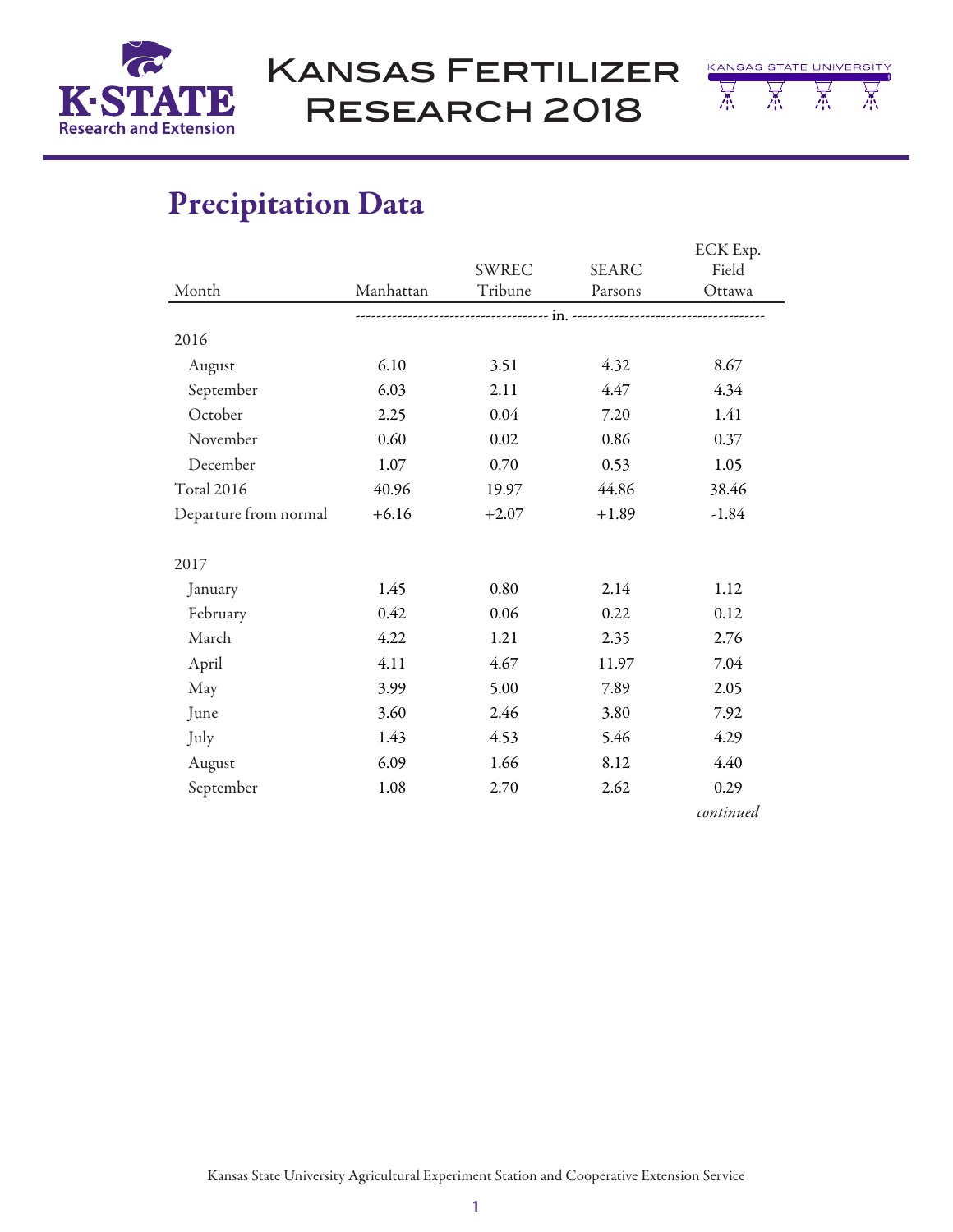# Precipitation Data

| Month | Manhattan | SWREC Tribune | SEARC Parsons | ECK Exp. Field Ottawa |
|---|---|---|---|---|
| | ------------- | ------------- | in. ------------- | ------------- |
| 2016 | | | | |
| August | 6.10 | 3.51 | 4.32 | 8.67 |
| September | 6.03 | 2.11 | 4.47 | 4.34 |
| October | 2.25 | 0.04 | 7.20 | 1.41 |
| November | 0.60 | 0.02 | 0.86 | 0.37 |
| December | 1.07 | 0.70 | 0.53 | 1.05 |
| Total 2016 | 40.96 | 19.97 | 44.86 | 38.46 |
| Departure from normal | +6.16 | +2.07 | +1.89 | -1.84 |
| | | | | |
| 2017 | | | | |
| January | 1.45 | 0.80 | 2.14 | 1.12 |
| February | 0.42 | 0.06 | 0.22 | 0.12 |
| March | 4.22 | 1.21 | 2.35 | 2.76 |
| April | 4.11 | 4.67 | 11.97 | 7.04 |
| May | 3.99 | 5.00 | 7.89 | 2.05 |
| June | 3.60 | 2.46 | 3.80 | 7.92 |
| July | 1.43 | 4.53 | 5.46 | 4.29 |
| August | 6.09 | 1.66 | 8.12 | 4.40 |
| September | 1.08 | 2.70 | 2.62 | 0.29 |

*continued*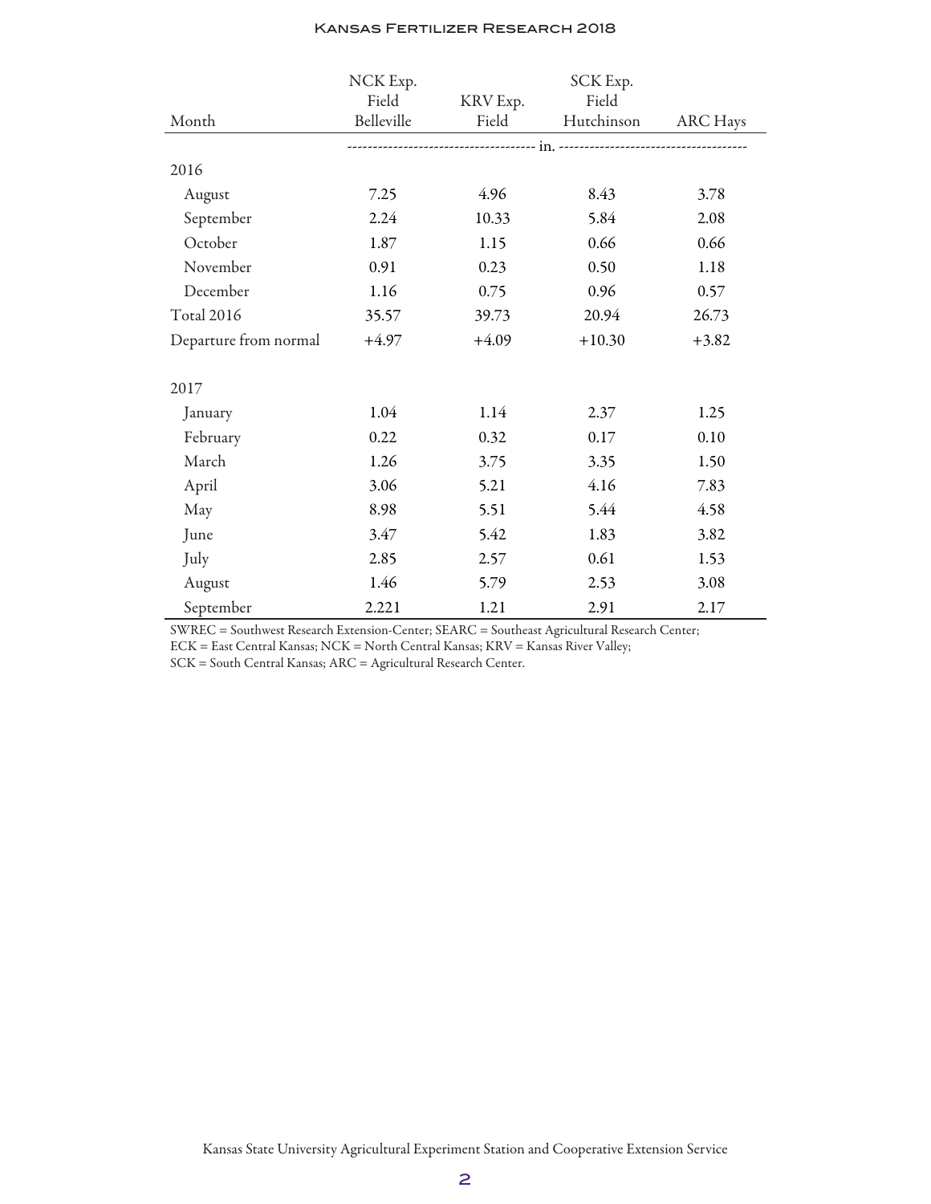| Month | NCK Exp. Field Belleville | KRV Exp. Field | SCK Exp. Field Hutchinson | ARC Hays |
|---|---|---|---|---|
| | ------------- in. ------------- | | | |
| 2016 | | | | |
| August | 7.25 | 4.96 | 8.43 | 3.78 |
| September | 2.24 | 10.33 | 5.84 | 2.08 |
| October | 1.87 | 1.15 | 0.66 | 0.66 |
| November | 0.91 | 0.23 | 0.50 | 1.18 |
| December | 1.16 | 0.75 | 0.96 | 0.57 |
| Total 2016 | 35.57 | 39.73 | 20.94 | 26.73 |
| Departure from normal | +4.97 | +4.09 | +10.30 | +3.82 |
| | | | | |
| 2017 | | | | |
| January | 1.04 | 1.14 | 2.37 | 1.25 |
| February | 0.22 | 0.32 | 0.17 | 0.10 |
| March | 1.26 | 3.75 | 3.35 | 1.50 |
| April | 3.06 | 5.21 | 4.16 | 7.83 |
| May | 8.98 | 5.51 | 5.44 | 4.58 |
| June | 3.47 | 5.42 | 1.83 | 3.82 |
| July | 2.85 | 2.57 | 0.61 | 1.53 |
| August | 1.46 | 5.79 | 2.53 | 3.08 |
| September | 2.221 | 1.21 | 2.91 | 2.17 |

SWREC = Southwest Research Extension-Center; SEARC = Southeast Agricultural Research Center; ECK = East Central Kansas; NCK = North Central Kansas; KRV = Kansas River Valley; SCK = South Central Kansas; ARC = Agricultural Research Center.